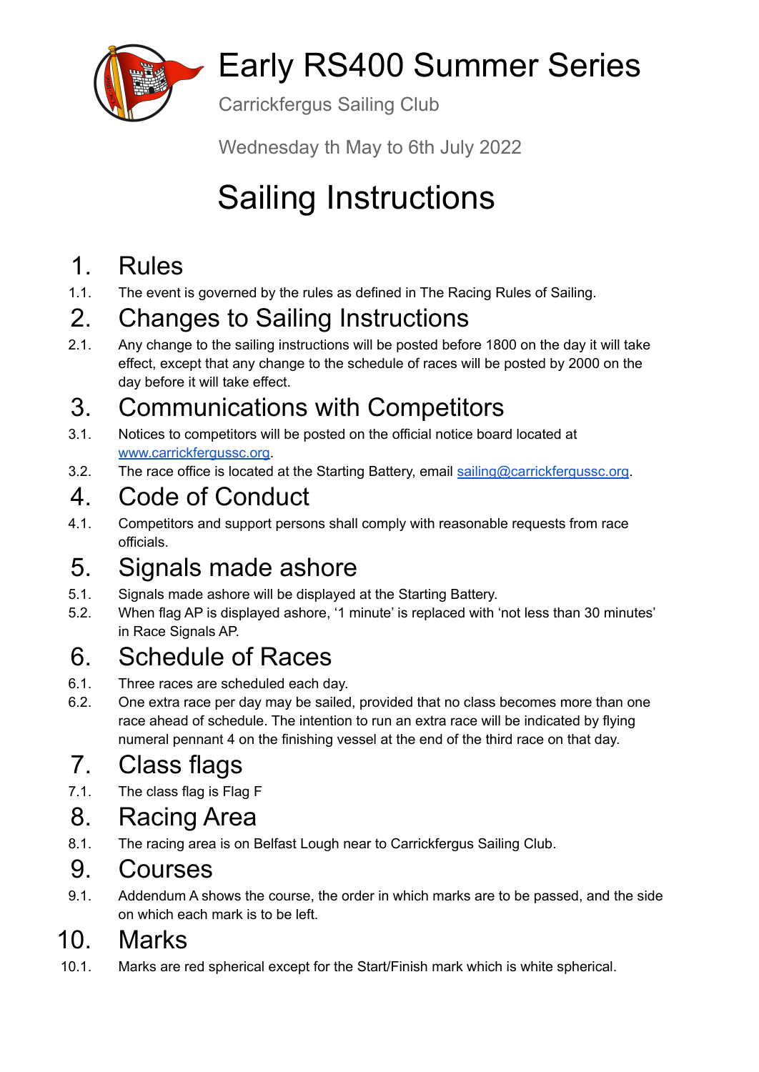# Early RS400 Summer Series

Carrickfergus Sailing Club

Wednesday th May to 6th July 2022

# Sailing Instructions

## 1. Rules

1.1. The event is governed by the rules as defined in The Racing Rules of Sailing.

## 2. Changes to Sailing Instructions

2.1. Any change to the sailing instructions will be posted before 1800 on the day it will take effect, except that any change to the schedule of races will be posted by 2000 on the day before it will take effect.

## 3. Communications with Competitors

3.1. Notices to competitors will be posted on the official notice board located at www.carrickfergussc.org.

3.2. The race office is located at the Starting Battery, email sailing@carrickfergussc.org.

## 4. Code of Conduct

4.1. Competitors and support persons shall comply with reasonable requests from race officials.

## 5. Signals made ashore

5.1. Signals made ashore will be displayed at the Starting Battery.

5.2. When flag AP is displayed ashore, '1 minute' is replaced with 'not less than 30 minutes' in Race Signals AP.

## 6. Schedule of Races

6.1. Three races are scheduled each day.

6.2. One extra race per day may be sailed, provided that no class becomes more than one race ahead of schedule. The intention to run an extra race will be indicated by flying numeral pennant 4 on the finishing vessel at the end of the third race on that day.

## 7. Class flags

7.1. The class flag is Flag F

## 8. Racing Area

8.1. The racing area is on Belfast Lough near to Carrickfergus Sailing Club.

## 9. Courses

9.1. Addendum A shows the course, the order in which marks are to be passed, and the side on which each mark is to be left.

## 10. Marks

10.1. Marks are red spherical except for the Start/Finish mark which is white spherical.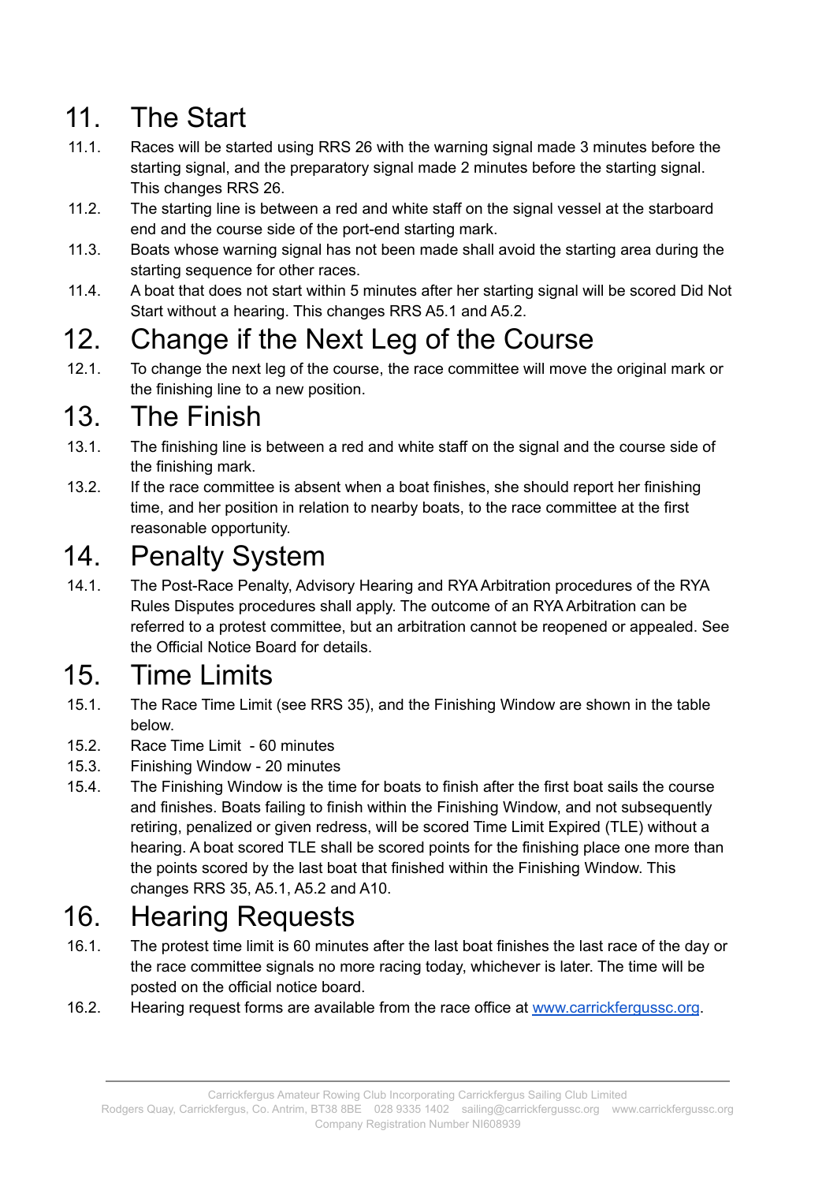# 11. The Start

11.1. Races will be started using RRS 26 with the warning signal made 3 minutes before the starting signal, and the preparatory signal made 2 minutes before the starting signal. This changes RRS 26.

11.2. The starting line is between a red and white staff on the signal vessel at the starboard end and the course side of the port-end starting mark.

11.3. Boats whose warning signal has not been made shall avoid the starting area during the starting sequence for other races.

11.4. A boat that does not start within 5 minutes after her starting signal will be scored Did Not Start without a hearing. This changes RRS A5.1 and A5.2.

# 12. Change if the Next Leg of the Course

12.1. To change the next leg of the course, the race committee will move the original mark or the finishing line to a new position.

# 13. The Finish

13.1. The finishing line is between a red and white staff on the signal and the course side of the finishing mark.

13.2. If the race committee is absent when a boat finishes, she should report her finishing time, and her position in relation to nearby boats, to the race committee at the first reasonable opportunity.

# 14. Penalty System

14.1. The Post-Race Penalty, Advisory Hearing and RYA Arbitration procedures of the RYA Rules Disputes procedures shall apply. The outcome of an RYA Arbitration can be referred to a protest committee, but an arbitration cannot be reopened or appealed. See the Official Notice Board for details.

# 15. Time Limits

15.1. The Race Time Limit (see RRS 35), and the Finishing Window are shown in the table below.

15.2. Race Time Limit - 60 minutes

15.3. Finishing Window - 20 minutes

15.4. The Finishing Window is the time for boats to finish after the first boat sails the course and finishes. Boats failing to finish within the Finishing Window, and not subsequently retiring, penalized or given redress, will be scored Time Limit Expired (TLE) without a hearing. A boat scored TLE shall be scored points for the finishing place one more than the points scored by the last boat that finished within the Finishing Window. This changes RRS 35, A5.1, A5.2 and A10.

# 16. Hearing Requests

16.1. The protest time limit is 60 minutes after the last boat finishes the last race of the day or the race committee signals no more racing today, whichever is later. The time will be posted on the official notice board.

16.2. Hearing request forms are available from the race office at [www.carrickfergussc.org](http://www.carrickfergussc.org).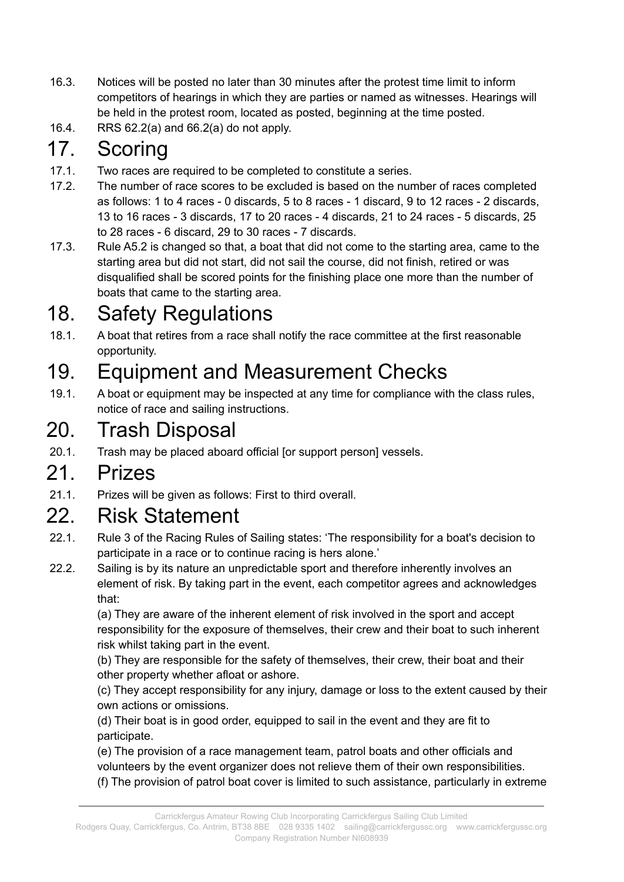16.3. Notices will be posted no later than 30 minutes after the protest time limit to inform competitors of hearings in which they are parties or named as witnesses. Hearings will be held in the protest room, located as posted, beginning at the time posted.

16.4. RRS 62.2(a) and 66.2(a) do not apply.

# 17. Scoring

17.1. Two races are required to be completed to constitute a series.

17.2. The number of race scores to be excluded is based on the number of races completed as follows: 1 to 4 races - 0 discards, 5 to 8 races - 1 discard, 9 to 12 races - 2 discards, 13 to 16 races - 3 discards, 17 to 20 races - 4 discards, 21 to 24 races - 5 discards, 25 to 28 races - 6 discard, 29 to 30 races - 7 discards.

17.3. Rule A5.2 is changed so that, a boat that did not come to the starting area, came to the starting area but did not start, did not sail the course, did not finish, retired or was disqualified shall be scored points for the finishing place one more than the number of boats that came to the starting area.

# 18. Safety Regulations

18.1. A boat that retires from a race shall notify the race committee at the first reasonable opportunity.

# 19. Equipment and Measurement Checks

19.1. A boat or equipment may be inspected at any time for compliance with the class rules, notice of race and sailing instructions.

# 20. Trash Disposal

20.1. Trash may be placed aboard official [or support person] vessels.

# 21. Prizes

21.1. Prizes will be given as follows: First to third overall.

# 22. Risk Statement

22.1. Rule 3 of the Racing Rules of Sailing states: 'The responsibility for a boat's decision to participate in a race or to continue racing is hers alone.'

22.2. Sailing is by its nature an unpredictable sport and therefore inherently involves an element of risk. By taking part in the event, each competitor agrees and acknowledges that:

(a) They are aware of the inherent element of risk involved in the sport and accept responsibility for the exposure of themselves, their crew and their boat to such inherent risk whilst taking part in the event.

(b) They are responsible for the safety of themselves, their crew, their boat and their other property whether afloat or ashore.

(c) They accept responsibility for any injury, damage or loss to the extent caused by their own actions or omissions.

(d) Their boat is in good order, equipped to sail in the event and they are fit to participate.

(e) The provision of a race management team, patrol boats and other officials and volunteers by the event organizer does not relieve them of their own responsibilities.

(f) The provision of patrol boat cover is limited to such assistance, particularly in extreme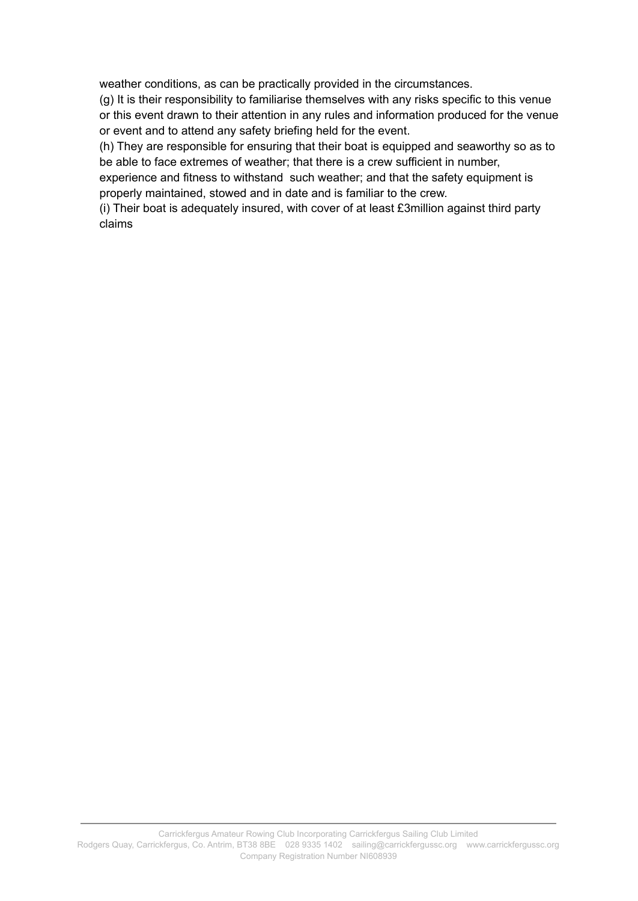weather conditions, as can be practically provided in the circumstances.

(g) It is their responsibility to familiarise themselves with any risks specific to this venue or this event drawn to their attention in any rules and information produced for the venue or event and to attend any safety briefing held for the event.

(h) They are responsible for ensuring that their boat is equipped and seaworthy so as to be able to face extremes of weather; that there is a crew sufficient in number, experience and fitness to withstand such weather; and that the safety equipment is properly maintained, stowed and in date and is familiar to the crew.

(i) Their boat is adequately insured, with cover of at least £3million against third party claims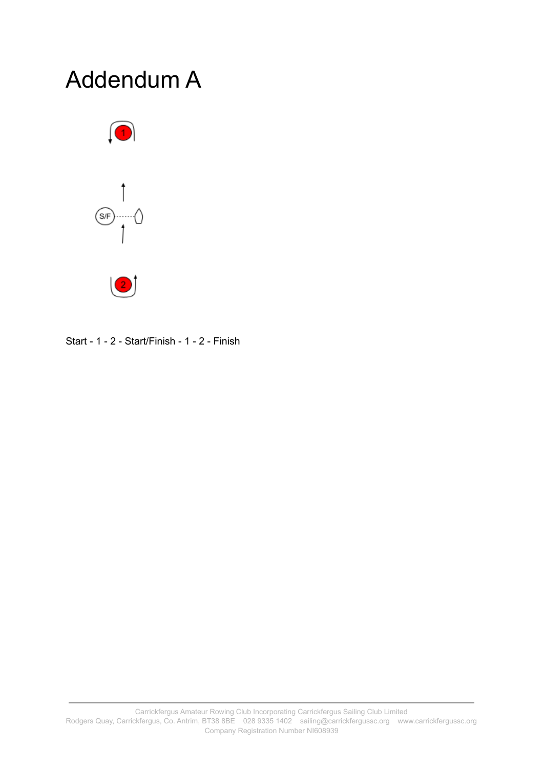# Addendum A

1

S/F

2

Start - 1 - 2 - Start/Finish - 1 - 2 - Finish